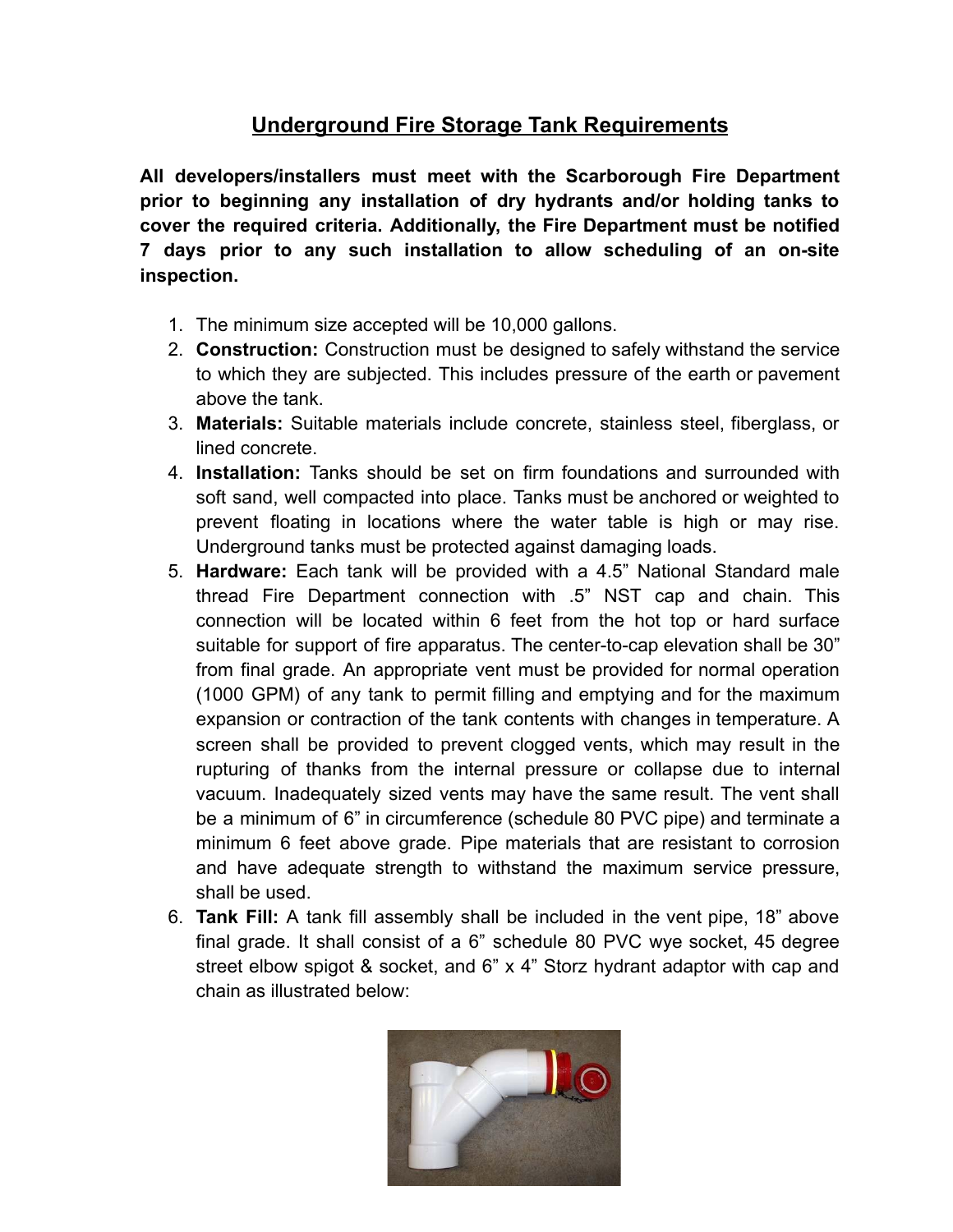# Underground Fire Storage Tank Requirements

**All developers/installers must meet with the Scarborough Fire Department prior to beginning any installation of dry hydrants and/or holding tanks to cover the required criteria. Additionally, the Fire Department must be notified 7 days prior to any such installation to allow scheduling of an on-site inspection.**

1. The minimum size accepted will be 10,000 gallons.
2. **Construction:** Construction must be designed to safely withstand the service to which they are subjected. This includes pressure of the earth or pavement above the tank.
3. **Materials:** Suitable materials include concrete, stainless steel, fiberglass, or lined concrete.
4. **Installation:** Tanks should be set on firm foundations and surrounded with soft sand, well compacted into place. Tanks must be anchored or weighted to prevent floating in locations where the water table is high or may rise. Underground tanks must be protected against damaging loads.
5. **Hardware:** Each tank will be provided with a 4.5" National Standard male thread Fire Department connection with .5" NST cap and chain. This connection will be located within 6 feet from the hot top or hard surface suitable for support of fire apparatus. The center-to-cap elevation shall be 30" from final grade. An appropriate vent must be provided for normal operation (1000 GPM) of any tank to permit filling and emptying and for the maximum expansion or contraction of the tank contents with changes in temperature. A screen shall be provided to prevent clogged vents, which may result in the rupturing of thanks from the internal pressure or collapse due to internal vacuum. Inadequately sized vents may have the same result. The vent shall be a minimum of 6" in circumference (schedule 80 PVC pipe) and terminate a minimum 6 feet above grade. Pipe materials that are resistant to corrosion and have adequate strength to withstand the maximum service pressure, shall be used.
6. **Tank Fill:** A tank fill assembly shall be included in the vent pipe, 18" above final grade. It shall consist of a 6" schedule 80 PVC wye socket, 45 degree street elbow spigot & socket, and 6" x 4" Storz hydrant adaptor with cap and chain as illustrated below: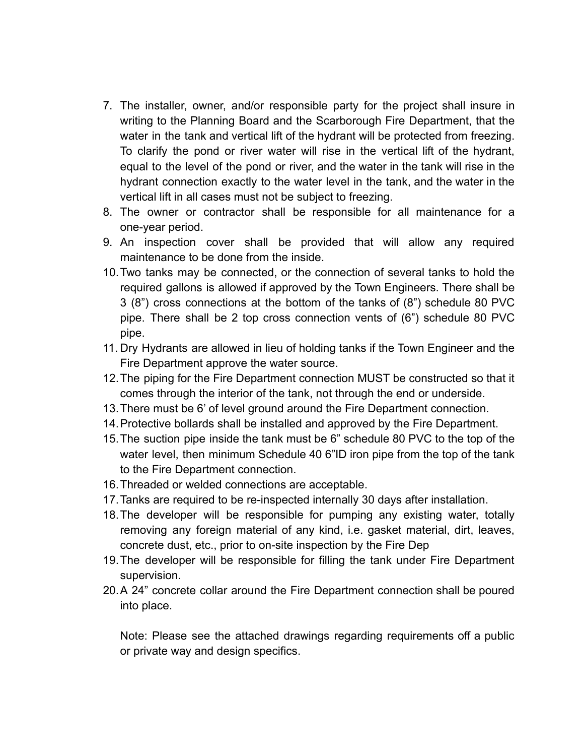7. The installer, owner, and/or responsible party for the project shall insure in writing to the Planning Board and the Scarborough Fire Department, that the water in the tank and vertical lift of the hydrant will be protected from freezing. To clarify the pond or river water will rise in the vertical lift of the hydrant, equal to the level of the pond or river, and the water in the tank will rise in the hydrant connection exactly to the water level in the tank, and the water in the vertical lift in all cases must not be subject to freezing.
8. The owner or contractor shall be responsible for all maintenance for a one-year period.
9. An inspection cover shall be provided that will allow any required maintenance to be done from the inside.
10. Two tanks may be connected, or the connection of several tanks to hold the required gallons is allowed if approved by the Town Engineers. There shall be 3 (8") cross connections at the bottom of the tanks of (8") schedule 80 PVC pipe. There shall be 2 top cross connection vents of (6") schedule 80 PVC pipe.
11. Dry Hydrants are allowed in lieu of holding tanks if the Town Engineer and the Fire Department approve the water source.
12. The piping for the Fire Department connection MUST be constructed so that it comes through the interior of the tank, not through the end or underside.
13. There must be 6' of level ground around the Fire Department connection.
14. Protective bollards shall be installed and approved by the Fire Department.
15. The suction pipe inside the tank must be 6" schedule 80 PVC to the top of the water level, then minimum Schedule 40 6"ID iron pipe from the top of the tank to the Fire Department connection.
16. Threaded or welded connections are acceptable.
17. Tanks are required to be re-inspected internally 30 days after installation.
18. The developer will be responsible for pumping any existing water, totally removing any foreign material of any kind, i.e. gasket material, dirt, leaves, concrete dust, etc., prior to on-site inspection by the Fire Dep
19. The developer will be responsible for filling the tank under Fire Department supervision.
20. A 24" concrete collar around the Fire Department connection shall be poured into place.

    Note: Please see the attached drawings regarding requirements off a public or private way and design specifics.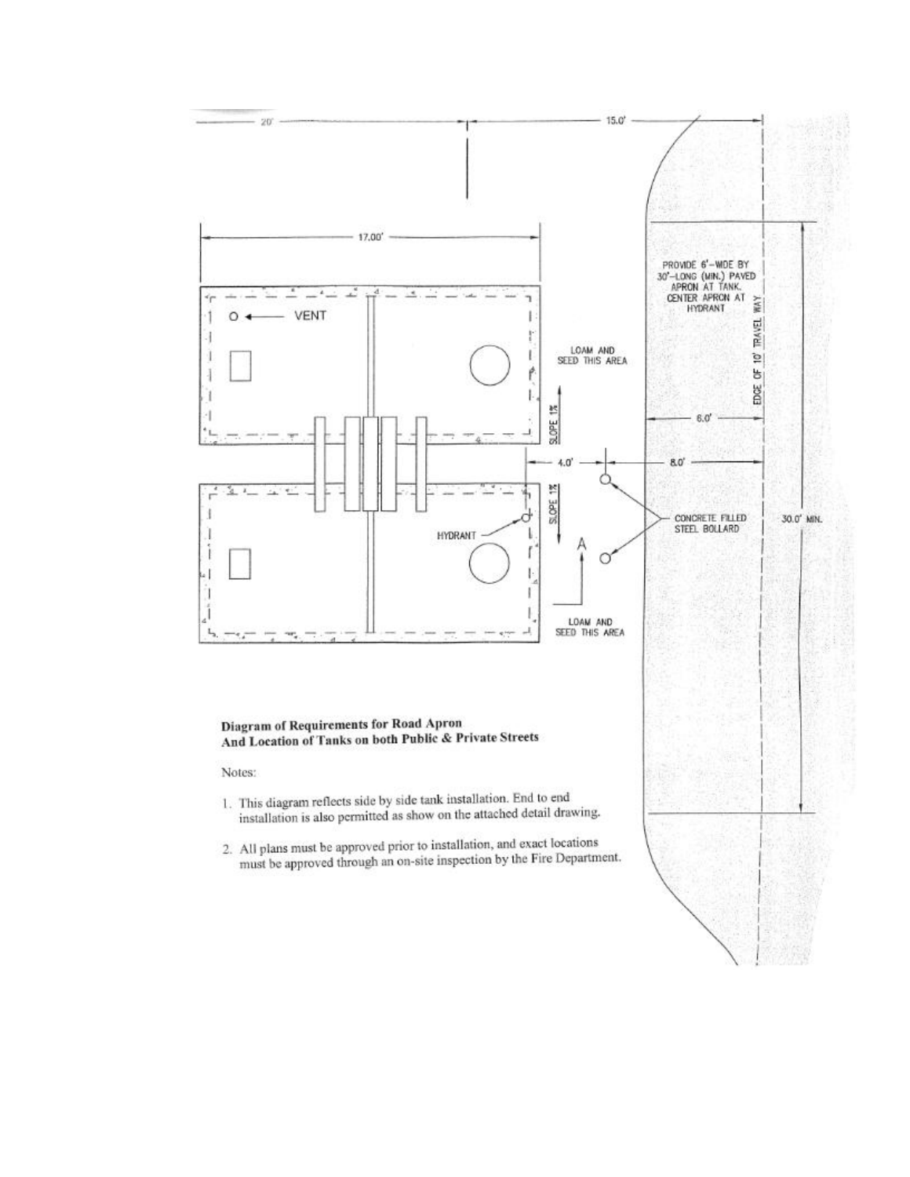20' 15.0'

17.00'

PROVIDE 6'–WIDE BY 30'–LONG (MIN.) PAVED APRON AT TANK. CENTER APRON AT HYDRANT

VENT

LOAM AND SEED THIS AREA

SLOPE 1%

EDGE OF 10' TRAVEL WAY

6.0'

4.0'

8.0'

SLOPE 1%

HYDRANT

CONCRETE FILLED STEEL BOLLARD

30.0' MIN.

A

LOAM AND SEED THIS AREA

**Diagram of Requirements for Road Apron And Location of Tanks on both Public & Private Streets**

Notes:

1. This diagram reflects side by side tank installation. End to end installation is also permitted as show on the attached detail drawing.
2. All plans must be approved prior to installation, and exact locations must be approved through an on-site inspection by the Fire Department.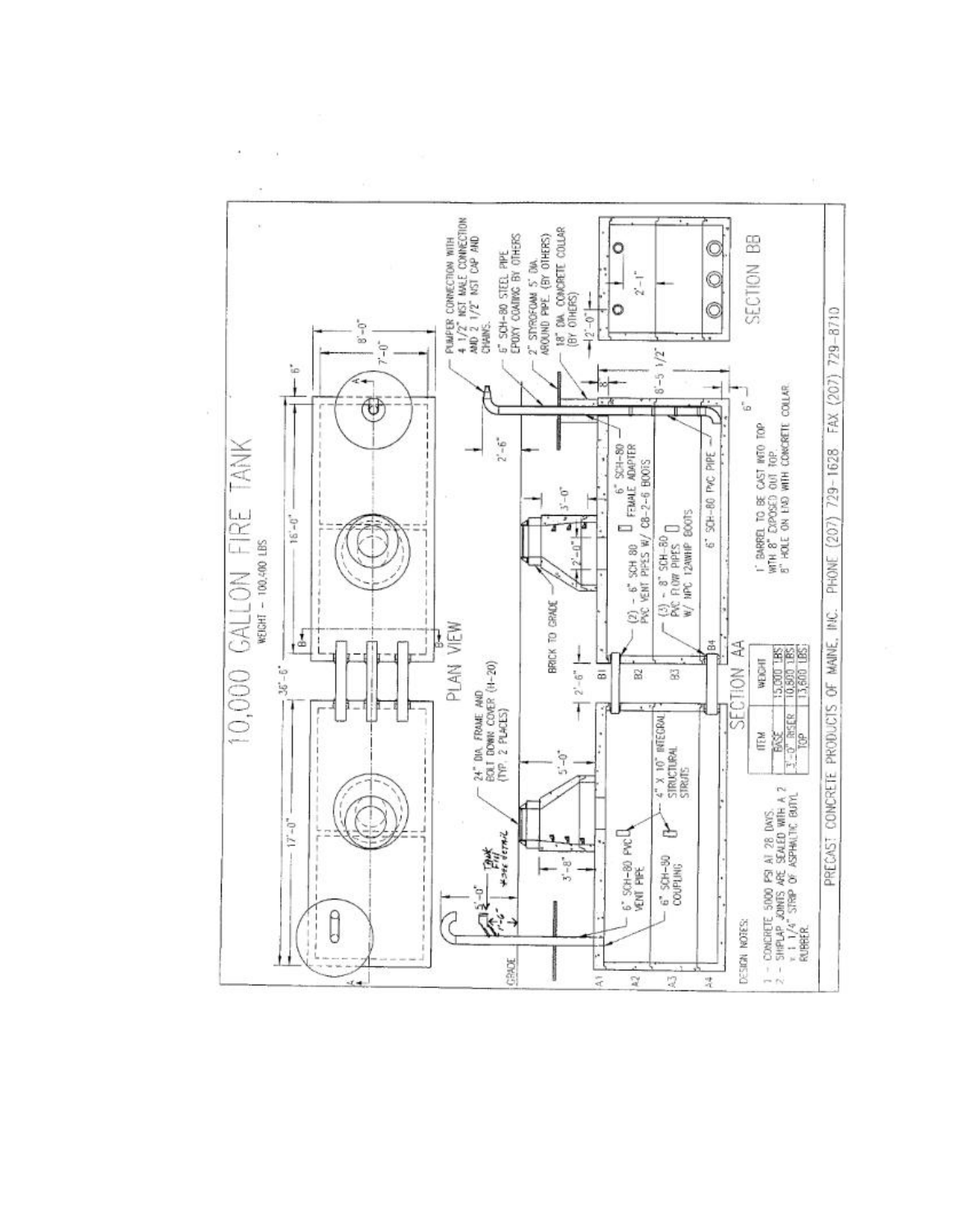# 10,000 GALLON FIRE TANK

WEIGHT - 100,400 LBS

PLAN VIEW

36'-6"

17'-0"

16'-0"

8'-0"

7'-0"

6"

SECTION AA

SECTION BB

24" DIA. FRAME AND BOLT DOWN COVER (H-20) (TYP. 2 PLACES)

PUMPER CONNECTION WITH 4 1/2" NST MALE CONNECTION AND 2 1/2" NST CAP AND CHAINS.

6" SCH-80 STEEL PIPE EPOXY COATING BY OTHERS

2" STYROFOAM 5' DIA. AROUND PIPE. (BY OTHERS)

18" DIA. CONCRETE COLLAR (BY OTHERS)

BRICK TO GRADE

(2) - 6" SCH 80 PVC VENT PIPES W/ CB-2-6 BOOTS

6" SCH-80 FEMALE ADAPTER

(3) - 8" SCH-80 PVC FLOW PIPES W/ NPC 12AWHP BOOTS

6" SCH-80 PVC PIPE

6" SCH-80 PVC VENT PIPE

6" SCH-80 COUPLING

4" X 10" INTEGRAL STRUCTURAL STRUTS

GRADE

1' BARREL TO BE CAST INTO TOP WITH 8" EXPOSED OUT TOP. 8" HOLE ON END WITH CONCRETE COLLAR.

| ITEM | WEIGHT |
|---|---|
| BASE | 15,000 LBS |
| 3'-0" RISER | 10,800 LBS |
| TOP | 13,600 LBS |

DESIGN NOTES:

1 - CONCRETE 5000 PSI AT 28 DAYS.
2 - SHIPLAP JOINTS ARE SEALED WITH A 2 x 1 1/4" STRIP OF ASPHALTIC BUTYL RUBBER.

PRECAST CONCRETE PRODUCTS OF MAINE, INC. PHONE (207) 729-1628 FAX (207) 729-8710